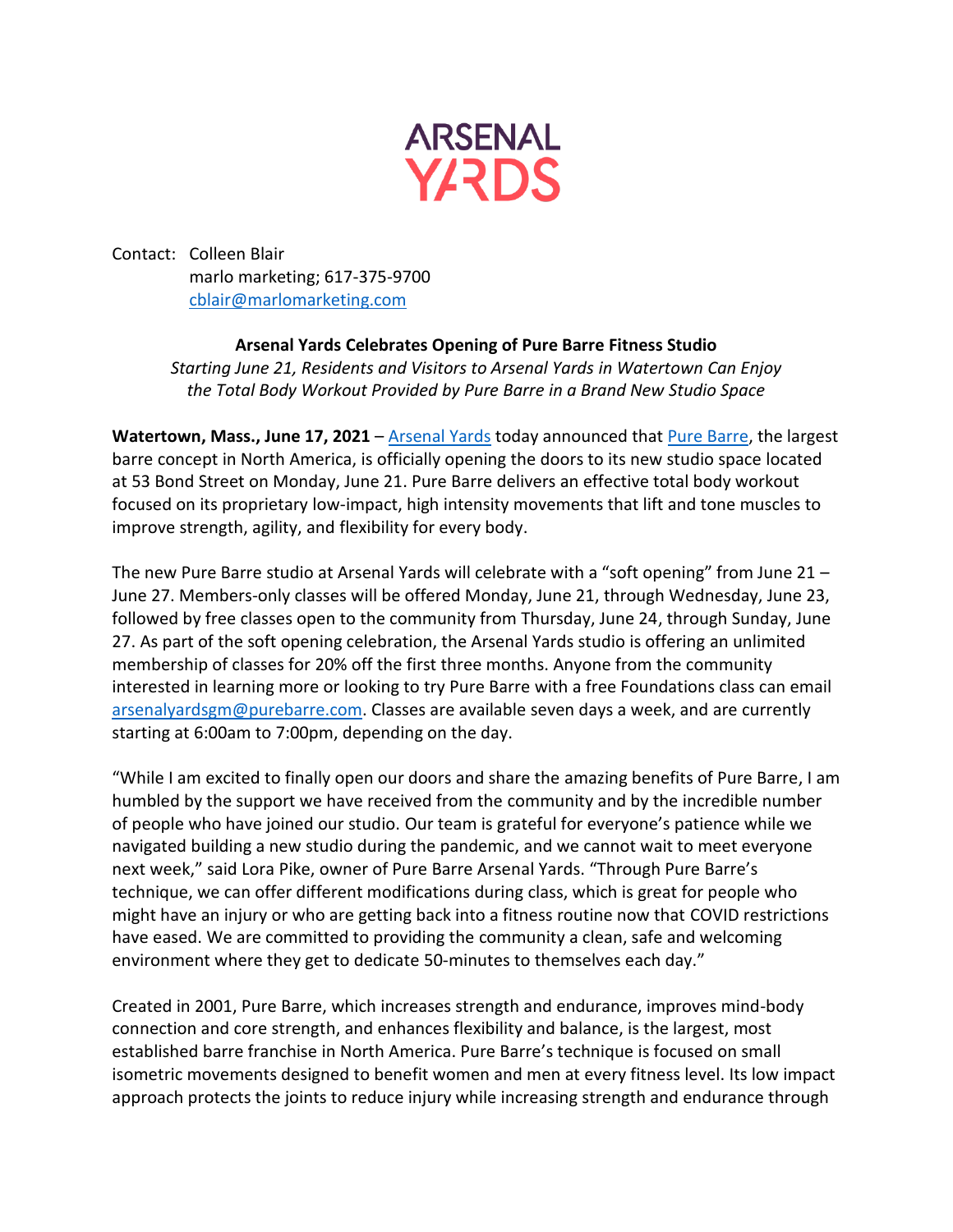ARSENAL YARDS

Contact: Colleen Blair
marlo marketing; 617-375-9700
cblair@marlomarketing.com

**Arsenal Yards Celebrates Opening of Pure Barre Fitness Studio**

*Starting June 21, Residents and Visitors to Arsenal Yards in Watertown Can Enjoy the Total Body Workout Provided by Pure Barre in a Brand New Studio Space*

**Watertown, Mass., June 17, 2021** – Arsenal Yards today announced that Pure Barre, the largest barre concept in North America, is officially opening the doors to its new studio space located at 53 Bond Street on Monday, June 21. Pure Barre delivers an effective total body workout focused on its proprietary low-impact, high intensity movements that lift and tone muscles to improve strength, agility, and flexibility for every body.

The new Pure Barre studio at Arsenal Yards will celebrate with a "soft opening" from June 21 – June 27. Members-only classes will be offered Monday, June 21, through Wednesday, June 23, followed by free classes open to the community from Thursday, June 24, through Sunday, June 27. As part of the soft opening celebration, the Arsenal Yards studio is offering an unlimited membership of classes for 20% off the first three months. Anyone from the community interested in learning more or looking to try Pure Barre with a free Foundations class can email arsenalyardsgm@purebarre.com. Classes are available seven days a week, and are currently starting at 6:00am to 7:00pm, depending on the day.

"While I am excited to finally open our doors and share the amazing benefits of Pure Barre, I am humbled by the support we have received from the community and by the incredible number of people who have joined our studio. Our team is grateful for everyone's patience while we navigated building a new studio during the pandemic, and we cannot wait to meet everyone next week," said Lora Pike, owner of Pure Barre Arsenal Yards. "Through Pure Barre's technique, we can offer different modifications during class, which is great for people who might have an injury or who are getting back into a fitness routine now that COVID restrictions have eased. We are committed to providing the community a clean, safe and welcoming environment where they get to dedicate 50-minutes to themselves each day."

Created in 2001, Pure Barre, which increases strength and endurance, improves mind-body connection and core strength, and enhances flexibility and balance, is the largest, most established barre franchise in North America. Pure Barre's technique is focused on small isometric movements designed to benefit women and men at every fitness level. Its low impact approach protects the joints to reduce injury while increasing strength and endurance through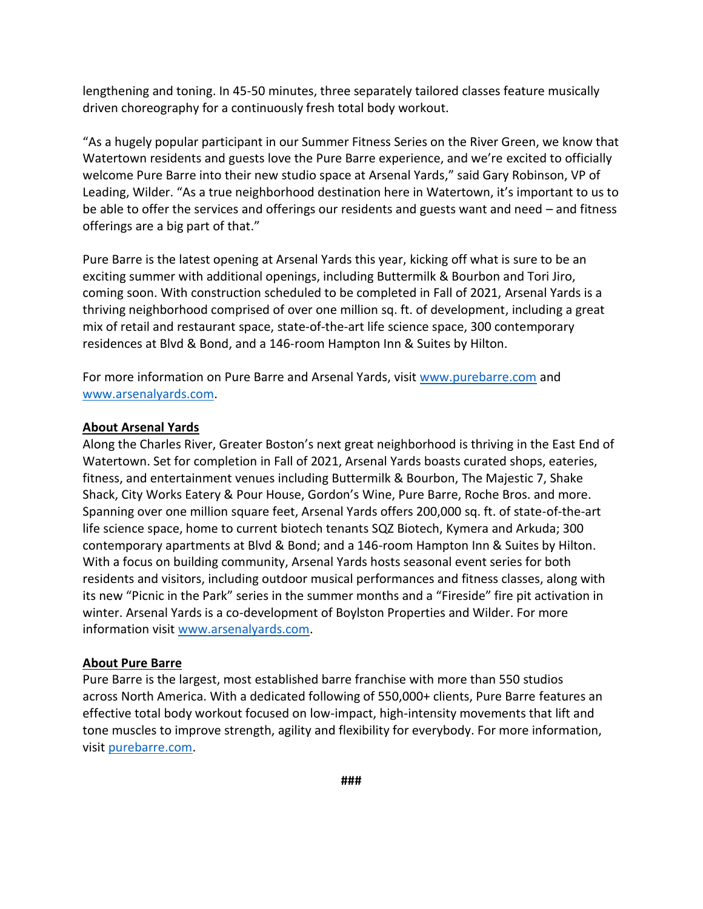lengthening and toning. In 45-50 minutes, three separately tailored classes feature musically driven choreography for a continuously fresh total body workout.

"As a hugely popular participant in our Summer Fitness Series on the River Green, we know that Watertown residents and guests love the Pure Barre experience, and we're excited to officially welcome Pure Barre into their new studio space at Arsenal Yards," said Gary Robinson, VP of Leading, Wilder. "As a true neighborhood destination here in Watertown, it's important to us to be able to offer the services and offerings our residents and guests want and need – and fitness offerings are a big part of that."

Pure Barre is the latest opening at Arsenal Yards this year, kicking off what is sure to be an exciting summer with additional openings, including Buttermilk & Bourbon and Tori Jiro, coming soon. With construction scheduled to be completed in Fall of 2021, Arsenal Yards is a thriving neighborhood comprised of over one million sq. ft. of development, including a great mix of retail and restaurant space, state-of-the-art life science space, 300 contemporary residences at Blvd & Bond, and a 146-room Hampton Inn & Suites by Hilton.

For more information on Pure Barre and Arsenal Yards, visit www.purebarre.com and www.arsenalyards.com.

**About Arsenal Yards**

Along the Charles River, Greater Boston's next great neighborhood is thriving in the East End of Watertown. Set for completion in Fall of 2021, Arsenal Yards boasts curated shops, eateries, fitness, and entertainment venues including Buttermilk & Bourbon, The Majestic 7, Shake Shack, City Works Eatery & Pour House, Gordon's Wine, Pure Barre, Roche Bros. and more. Spanning over one million square feet, Arsenal Yards offers 200,000 sq. ft. of state-of-the-art life science space, home to current biotech tenants SQZ Biotech, Kymera and Arkuda; 300 contemporary apartments at Blvd & Bond; and a 146-room Hampton Inn & Suites by Hilton. With a focus on building community, Arsenal Yards hosts seasonal event series for both residents and visitors, including outdoor musical performances and fitness classes, along with its new "Picnic in the Park" series in the summer months and a "Fireside" fire pit activation in winter. Arsenal Yards is a co-development of Boylston Properties and Wilder. For more information visit www.arsenalyards.com.

**About Pure Barre**

Pure Barre is the largest, most established barre franchise with more than 550 studios across North America. With a dedicated following of 550,000+ clients, Pure Barre features an effective total body workout focused on low-impact, high-intensity movements that lift and tone muscles to improve strength, agility and flexibility for everybody. For more information, visit purebarre.com.

###